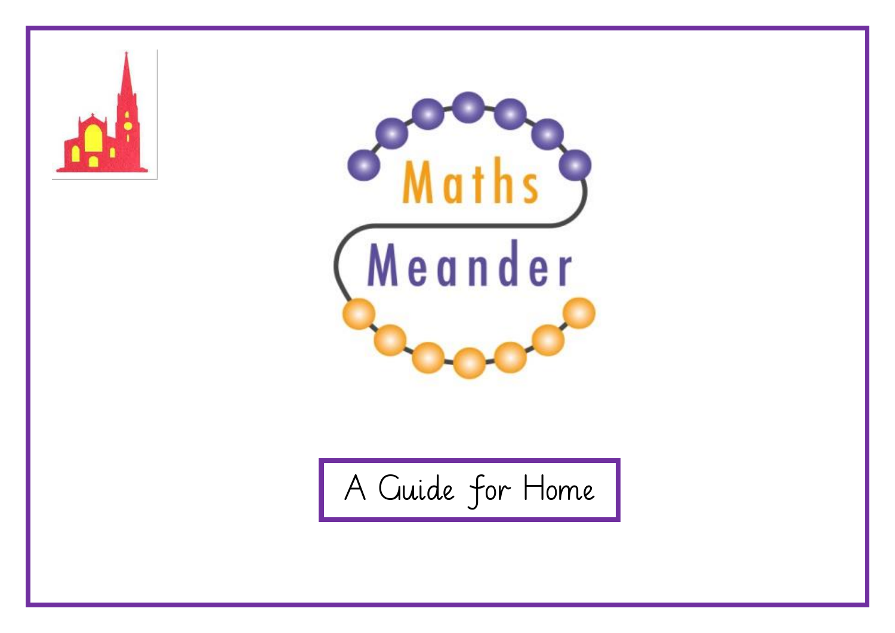# Maths Meander

## A Guide for Home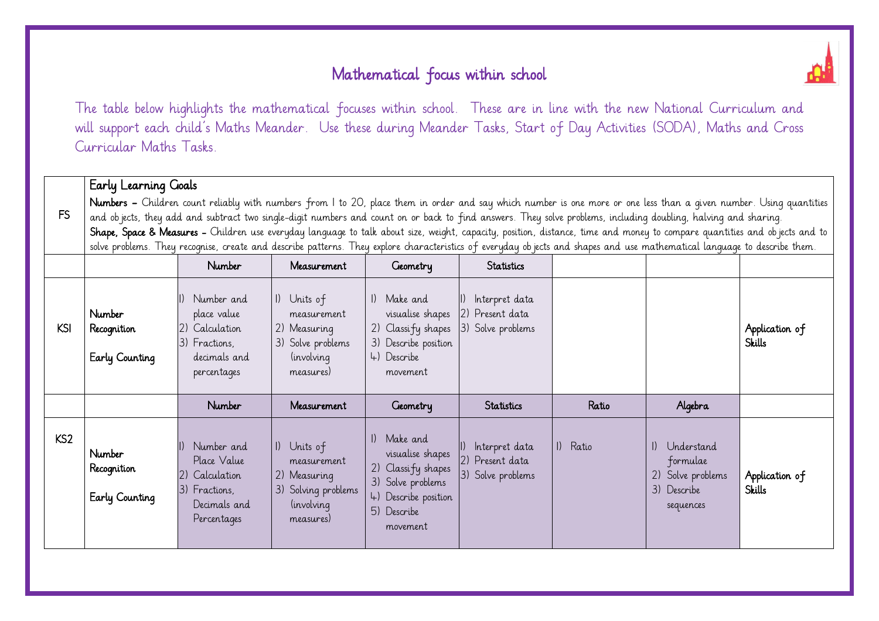# Mathematical focus within school

The table below highlights the mathematical focuses within school. These are in line with the new National Curriculum and will support each child's Maths Meander. Use these during Meander Tasks, Start of Day Activities (SODA), Maths and Cross Curricular Maths Tasks.

| | | | | | | | | |
|---|---|---|---|---|---|---|---|---|
| FS | **Early Learning Goals**<br>**Numbers –** Children count reliably with numbers from 1 to 20, place them in order and say which number is one more or one less than a given number. Using quantities and objects, they add and subtract two single-digit numbers and count on or back to find answers. They solve problems, including doubling, halving and sharing.<br>**Shape, Space & Measures –** Children use everyday language to talk about size, weight, capacity, position, distance, time and money to compare quantities and objects and to solve problems. They recognise, create and describe patterns. They explore characteristics of everyday objects and shapes and use mathematical language to describe them. | | | | | | | |
| | | **Number** | **Measurement** | **Geometry** | **Statistics** | | | |
| KS1 | **Number Recognition**<br><br>**Early Counting** | 1) Number and place value<br>2) Calculation<br>3) Fractions, decimals and percentages | 1) Units of measurement<br>2) Measuring<br>3) Solve problems (involving measures) | 1) Make and visualise shapes<br>2) Classify shapes<br>3) Describe position<br>4) Describe movement | 1) Interpret data<br>2) Present data<br>3) Solve problems | | | **Application of Skills** |
| | | **Number** | **Measurement** | **Geometry** | **Statistics** | **Ratio** | **Algebra** | |
| KS2 | **Number Recognition**<br><br>**Early Counting** | 1) Number and Place Value<br>2) Calculation<br>3) Fractions, Decimals and Percentages | 1) Units of measurement<br>2) Measuring<br>3) Solving problems (involving measures) | 1) Make and visualise shapes<br>2) Classify shapes<br>3) Solve problems<br>4) Describe position<br>5) Describe movement | 1) Interpret data<br>2) Present data<br>3) Solve problems | 1) Ratio | 1) Understand formulae<br>2) Solve problems<br>3) Describe sequences | **Application of Skills** |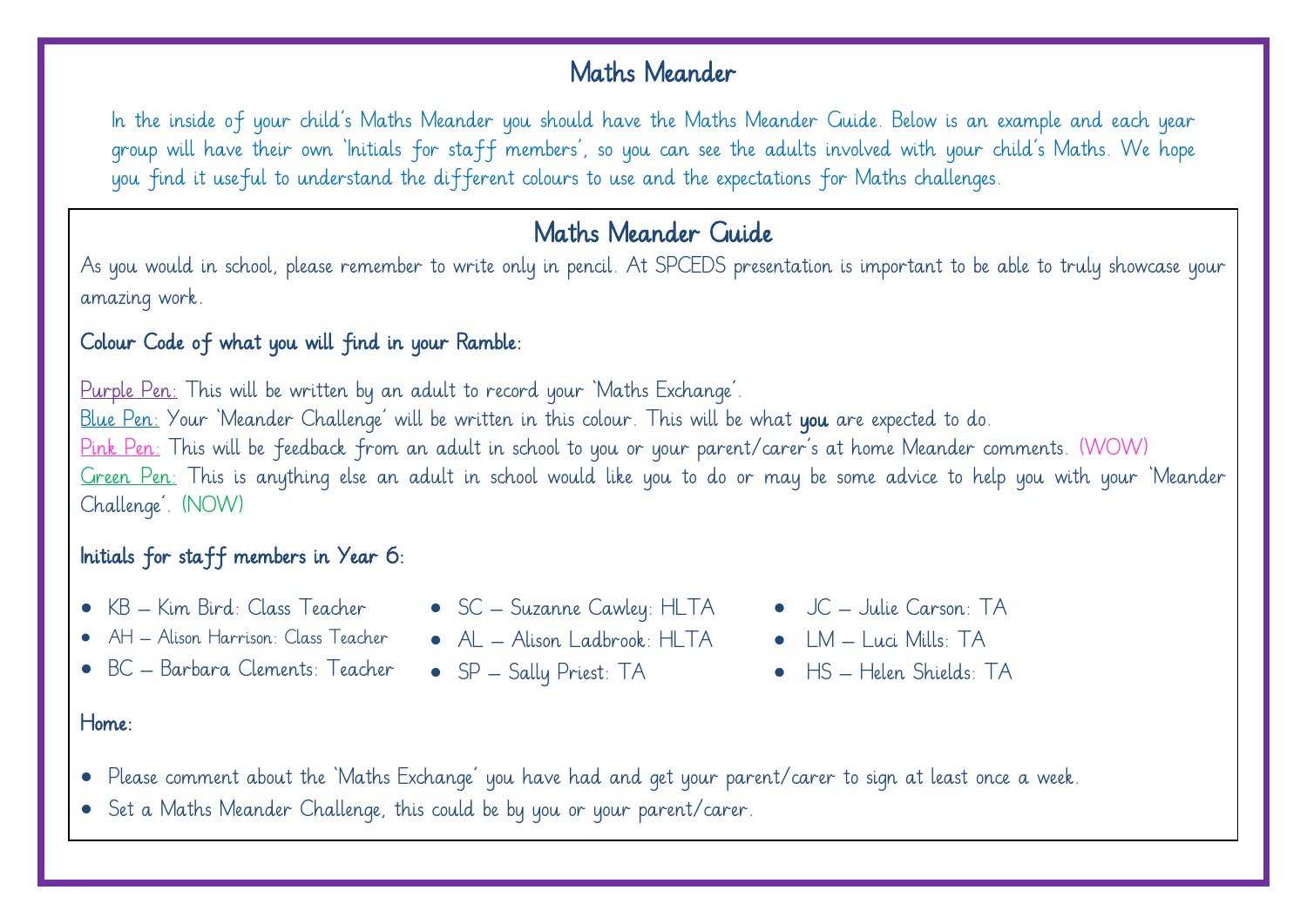# Maths Meander

In the inside of your child's Maths Meander you should have the Maths Meander Guide. Below is an example and each year group will have their own 'Initials for staff members', so you can see the adults involved with your child's Maths. We hope you find it useful to understand the different colours to use and the expectations for Maths challenges.

## Maths Meander Guide

As you would in school, please remember to write only in pencil. At SPCEDS presentation is important to be able to truly showcase your amazing work.

**Colour Code of what you will find in your Ramble:**

Purple Pen: This will be written by an adult to record your 'Maths Exchange'.
Blue Pen: Your 'Meander Challenge' will be written in this colour. This will be what **you** are expected to do.
Pink Pen: This will be feedback from an adult in school to you or your parent/carer's at home Meander comments. (WOW)
Green Pen: This is anything else an adult in school would like you to do or may be some advice to help you with your 'Meander Challenge'. (NOW)

**Initials for staff members in Year 6:**

- KB – Kim Bird: Class Teacher
- AH – Alison Harrison: Class Teacher
- BC – Barbara Clements: Teacher
- SC – Suzanne Cawley: HLTA
- AL – Alison Ladbrook: HLTA
- SP – Sally Priest: TA
- JC – Julie Carson: TA
- LM – Luci Mills: TA
- HS – Helen Shields: TA

**Home:**

- Please comment about the 'Maths Exchange' you have had and get your parent/carer to sign at least once a week.
- Set a Maths Meander Challenge, this could be by you or your parent/carer.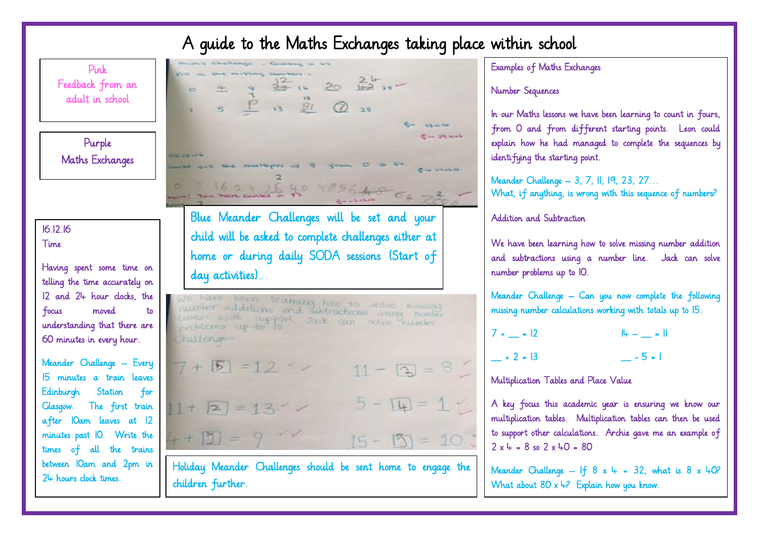# A guide to the Maths Exchanges taking place within school

Pink
Feedback from an adult in school

Purple
Maths Exchanges

16.12.16
Time

Having spent some time on telling the time accurately on 12 and 24 hour clocks, the focus moved to understanding that there are 60 minutes in every hour.

Meander Challenge – Every 15 minutes a train leaves Edinburgh Station for Glasgow. The first train after 10am leaves at 12 minutes past 10. Write the times of all the trains between 10am and 2pm in 24 hours clock times.

Blue Meander Challenges will be set and your child will be asked to complete challenges either at home or during daily SODA sessions (Start of day activities).

Holiday Meander Challenges should be sent home to engage the children further.

Examples of Maths Exchanges

Number Sequences

In our Maths lessons we have been learning to count in fours, from 0 and from different starting points. Leon could explain how he had managed to complete the sequences by identifying the starting point.

Meander Challenge – 3, 7, 11, 19, 23, 27…
What, if anything, is wrong with this sequence of numbers?

Addition and Subtraction

We have been learning how to solve missing number addition and subtractions using a number line. Jack can solve number problems up to 10.

Meander Challenge – Can you now complete the following missing number calculations working with totals up to 15.

7 + __ = 12 14 – __ = 11

__ + 2 = 13 __ - 5 = 1

Multiplication Tables and Place Value

A key focus this academic year is ensuring we know our multiplication tables. Multiplication tables can then be used to support other calculations. Archie gave me an example of 2 x 4 = 8 so 2 x 40 = 80

Meander Challenge – If 8 x 4 = 32, what is 8 x 40? What about 80 x 4? Explain how you know.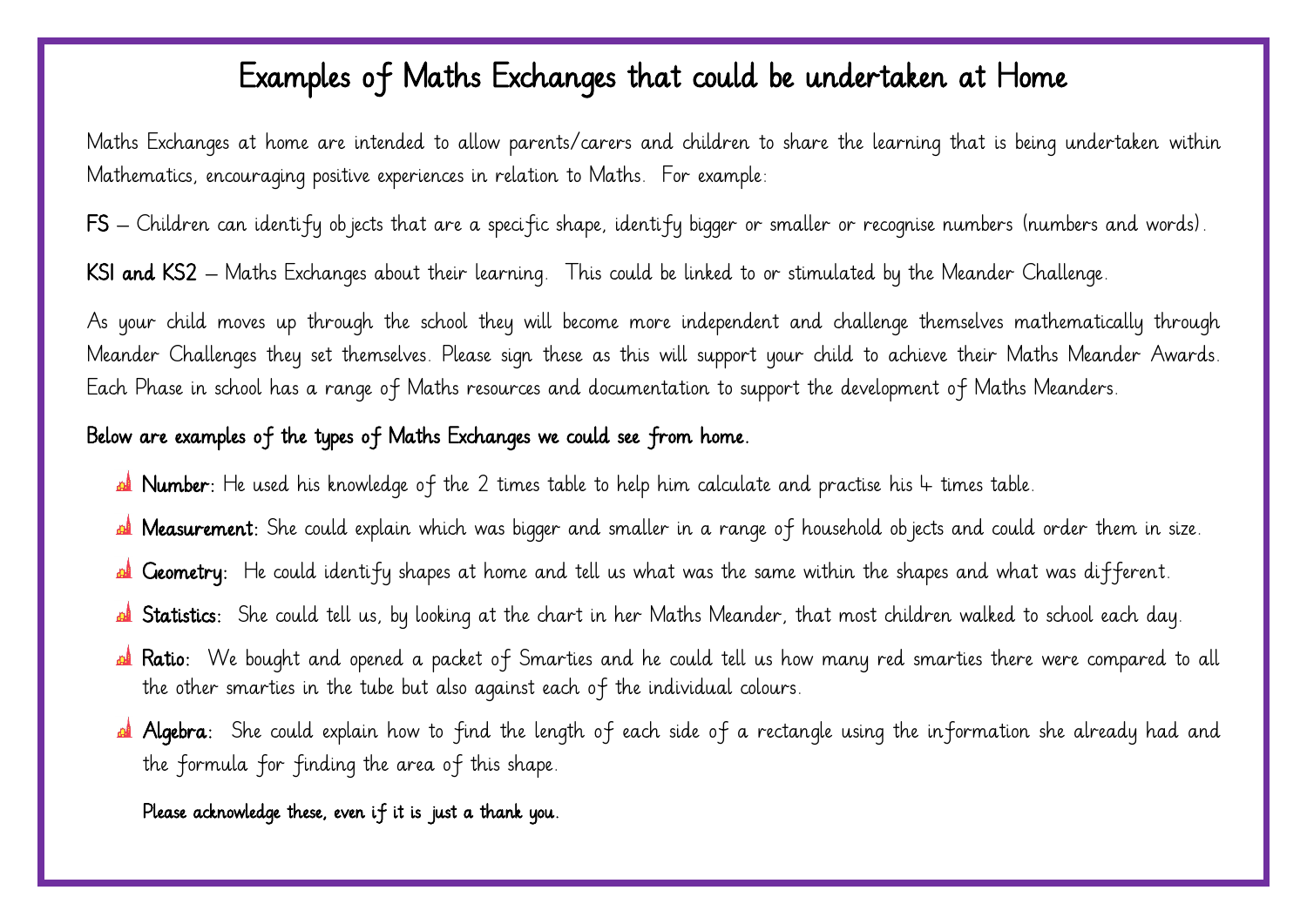# Examples of Maths Exchanges that could be undertaken at Home

Maths Exchanges at home are intended to allow parents/carers and children to share the learning that is being undertaken within Mathematics, encouraging positive experiences in relation to Maths. For example:

**FS** – Children can identify objects that are a specific shape, identify bigger or smaller or recognise numbers (numbers and words).

**KS1 and KS2** – Maths Exchanges about their learning. This could be linked to or stimulated by the Meander Challenge.

As your child moves up through the school they will become more independent and challenge themselves mathematically through Meander Challenges they set themselves. Please sign these as this will support your child to achieve their Maths Meander Awards. Each Phase in school has a range of Maths resources and documentation to support the development of Maths Meanders.

**Below are examples of the types of Maths Exchanges we could see from home.**

- **Number:** He used his knowledge of the 2 times table to help him calculate and practise his 4 times table.
- **Measurement:** She could explain which was bigger and smaller in a range of household objects and could order them in size.
- **Geometry:** He could identify shapes at home and tell us what was the same within the shapes and what was different.
- **Statistics:** She could tell us, by looking at the chart in her Maths Meander, that most children walked to school each day.
- **Ratio:** We bought and opened a packet of Smarties and he could tell us how many red smarties there were compared to all the other smarties in the tube but also against each of the individual colours.
- **Algebra:** She could explain how to find the length of each side of a rectangle using the information she already had and the formula for finding the area of this shape.

**Please acknowledge these, even if it is just a thank you.**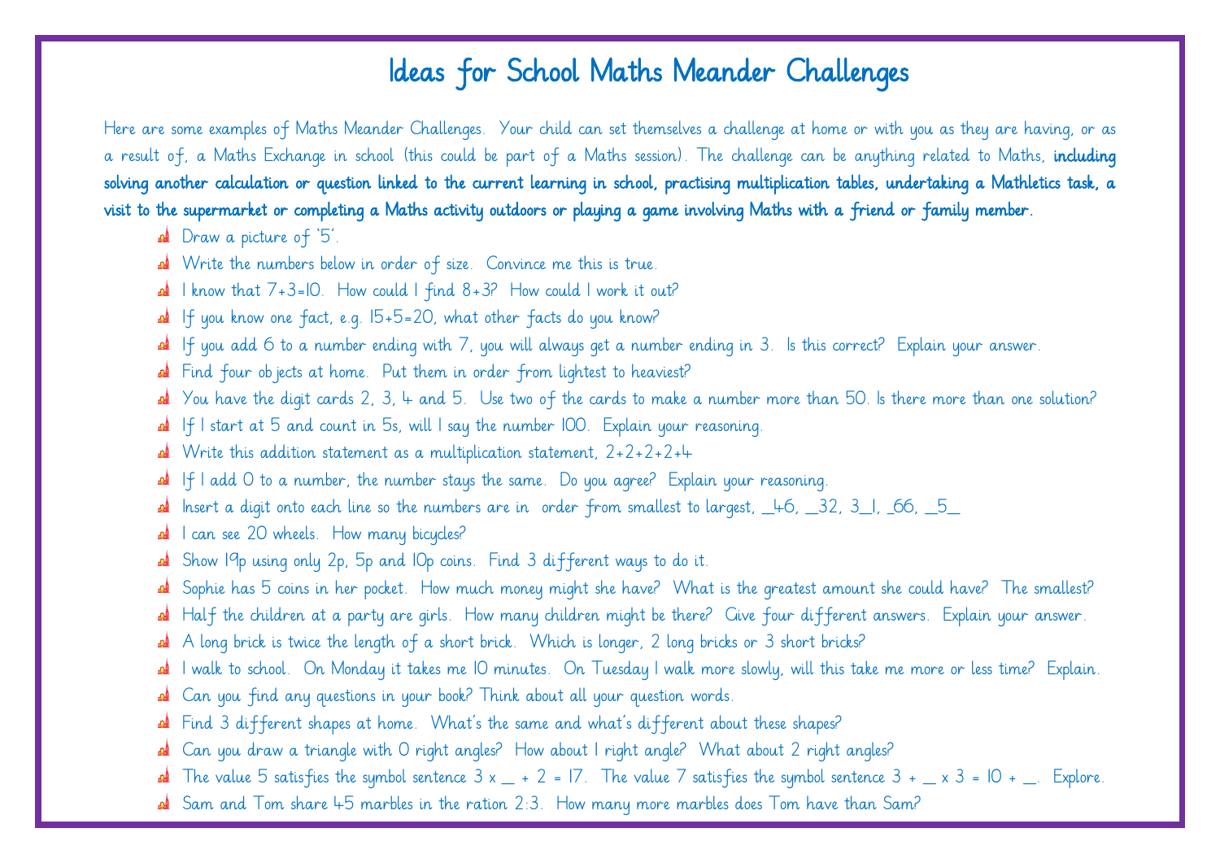# Ideas for School Maths Meander Challenges

Here are some examples of Maths Meander Challenges. Your child can set themselves a challenge at home or with you as they are having, or as a result of, a Maths Exchange in school (this could be part of a Maths session). The challenge can be anything related to Maths, **including solving another calculation or question linked to the current learning in school, practising multiplication tables, undertaking a Mathletics task, a visit to the supermarket or completing a Maths activity outdoors or playing a game involving Maths with a friend or family member.**

- Draw a picture of '5'.
- Write the numbers below in order of size. Convince me this is true.
- I know that 7+3=10. How could I find 8+3? How could I work it out?
- If you know one fact, e.g. 15+5=20, what other facts do you know?
- If you add 6 to a number ending with 7, you will always get a number ending in 3. Is this correct? Explain your answer.
- Find four objects at home. Put them in order from lightest to heaviest?
- You have the digit cards 2, 3, 4 and 5. Use two of the cards to make a number more than 50. Is there more than one solution?
- If I start at 5 and count in 5s, will I say the number 100. Explain your reasoning.
- Write this addition statement as a multiplication statement, 2+2+2+2+4
- If I add 0 to a number, the number stays the same. Do you agree? Explain your reasoning.
- Insert a digit onto each line so the numbers are in order from smallest to largest, _46, _32, 3_1, _66, _5_
- I can see 20 wheels. How many bicycles?
- Show 19p using only 2p, 5p and 10p coins. Find 3 different ways to do it.
- Sophie has 5 coins in her pocket. How much money might she have? What is the greatest amount she could have? The smallest?
- Half the children at a party are girls. How many children might be there? Give four different answers. Explain your answer.
- A long brick is twice the length of a short brick. Which is longer, 2 long bricks or 3 short bricks?
- I walk to school. On Monday it takes me 10 minutes. On Tuesday I walk more slowly, will this take me more or less time? Explain.
- Can you find any questions in your book? Think about all your question words.
- Find 3 different shapes at home. What's the same and what's different about these shapes?
- Can you draw a triangle with 0 right angles? How about 1 right angle? What about 2 right angles?
- The value 5 satisfies the symbol sentence 3 x _ + 2 = 17. The value 7 satisfies the symbol sentence 3 + _ x 3 = 10 + _. Explore.
- Sam and Tom share 45 marbles in the ration 2:3. How many more marbles does Tom have than Sam?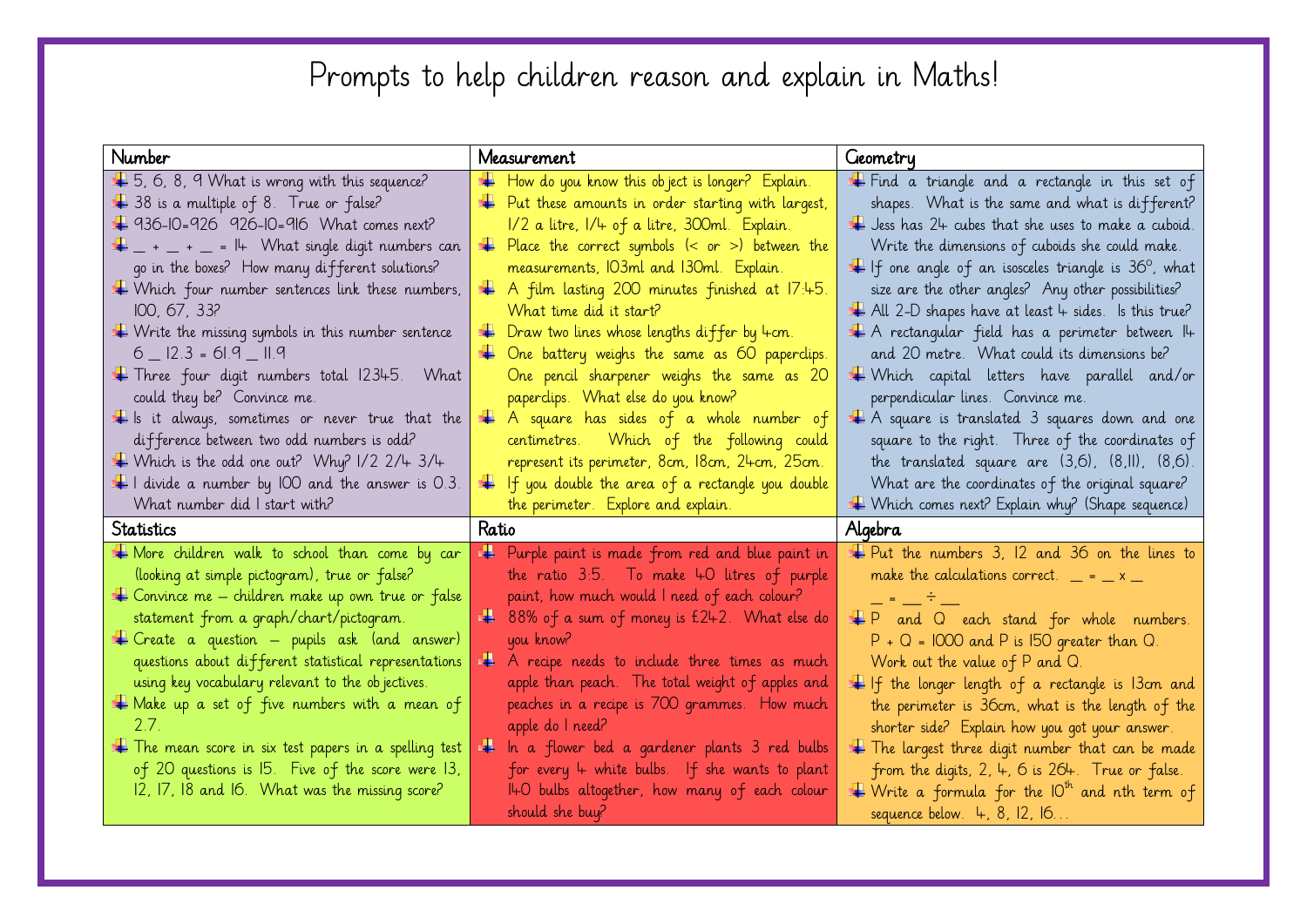# Prompts to help children reason and explain in Maths!

## Number

- 5, 6, 8, 9 What is wrong with this sequence?
- 38 is a multiple of 8. True or false?
- 936-10=926 926-10=916 What comes next?
- __ + __ + __ = 14 What single digit numbers can go in the boxes? How many different solutions?
- Which four number sentences link these numbers, 100, 67, 33?
- Write the missing symbols in this number sentence 6 __ 12.3 = 61.9 __ 11.9
- Three four digit numbers total 12345. What could they be? Convince me.
- Is it always, sometimes or never true that the difference between two odd numbers is odd?
- Which is the odd one out? Why? 1/2 2/4 3/4
- I divide a number by 100 and the answer is 0.3. What number did I start with?

## Measurement

- How do you know this object is longer? Explain.
- Put these amounts in order starting with largest, 1/2 a litre, 1/4 of a litre, 300ml. Explain.
- Place the correct symbols (< or >) between the measurements, 103ml and 130ml. Explain.
- A film lasting 200 minutes finished at 17:45. What time did it start?
- Draw two lines whose lengths differ by 4cm.
- One battery weighs the same as 60 paperclips. One pencil sharpener weighs the same as 20 paperclips. What else do you know?
- A square has sides of a whole number of centimetres. Which of the following could represent its perimeter, 8cm, 18cm, 24cm, 25cm.
- If you double the area of a rectangle you double the perimeter. Explore and explain.

## Geometry

- Find a triangle and a rectangle in this set of shapes. What is the same and what is different?
- Jess has 24 cubes that she uses to make a cuboid. Write the dimensions of cuboids she could make.
- If one angle of an isosceles triangle is $36^{o}$, what size are the other angles? Any other possibilities?
- All 2-D shapes have at least 4 sides. Is this true?
- A rectangular field has a perimeter between 14 and 20 metre. What could its dimensions be?
- Which capital letters have parallel and/or perpendicular lines. Convince me.
- A square is translated 3 squares down and one square to the right. Three of the coordinates of the translated square are (3,6), (8,11), (8,6). What are the coordinates of the original square?
- Which comes next? Explain why? (Shape sequence)

## Statistics

- More children walk to school than come by car (looking at simple pictogram), true or false?
- Convince me – children make up own true or false statement from a graph/chart/pictogram.
- Create a question – pupils ask (and answer) questions about different statistical representations using key vocabulary relevant to the objectives.
- Make up a set of five numbers with a mean of 2.7.
- The mean score in six test papers in a spelling test of 20 questions is 15. Five of the score were 13, 12, 17, 18 and 16. What was the missing score?

## Ratio

- Purple paint is made from red and blue paint in the ratio 3:5. To make 40 litres of purple paint, how much would I need of each colour?
- 88% of a sum of money is £242. What else do you know?
- A recipe needs to include three times as much apple than peach. The total weight of apples and peaches in a recipe is 700 grammes. How much apple do I need?
- In a flower bed a gardener plants 3 red bulbs for every 4 white bulbs. If she wants to plant 140 bulbs altogether, how many of each colour should she buy?

## Algebra

- Put the numbers 3, 12 and 36 on the lines to make the calculations correct. __ = __ x __ __ = __ ÷ __
- P and Q each stand for whole numbers. P + Q = 1000 and P is 150 greater than Q. Work out the value of P and Q.
- If the longer length of a rectangle is 13cm and the perimeter is 36cm, what is the length of the shorter side? Explain how you got your answer.
- The largest three digit number that can be made from the digits, 2, 4, 6 is 264. True or false.
- Write a formula for the $10^{th}$ and nth term of sequence below. 4, 8, 12, 16…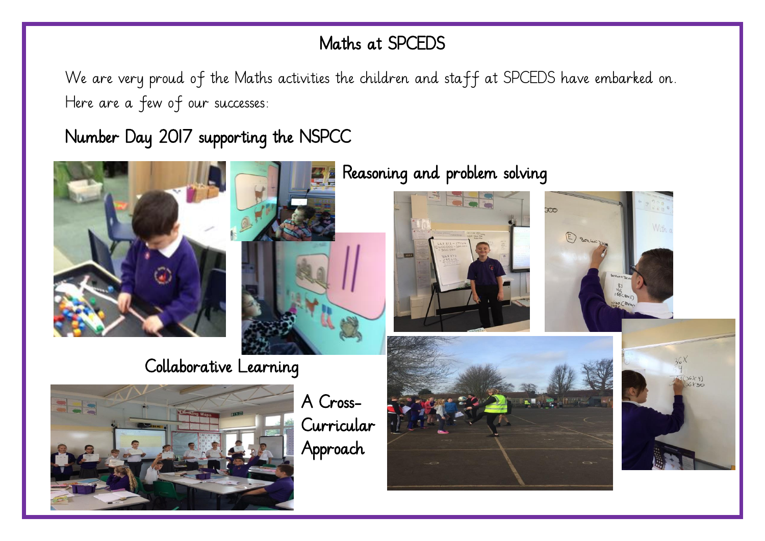# Maths at SPCEDS

We are very proud of the Maths activities the children and staff at SPCEDS have embarked on. Here are a few of our successes:

## Number Day 2017 supporting the NSPCC

## Reasoning and problem solving

## Collaborative Learning

## A Cross-Curricular Approach